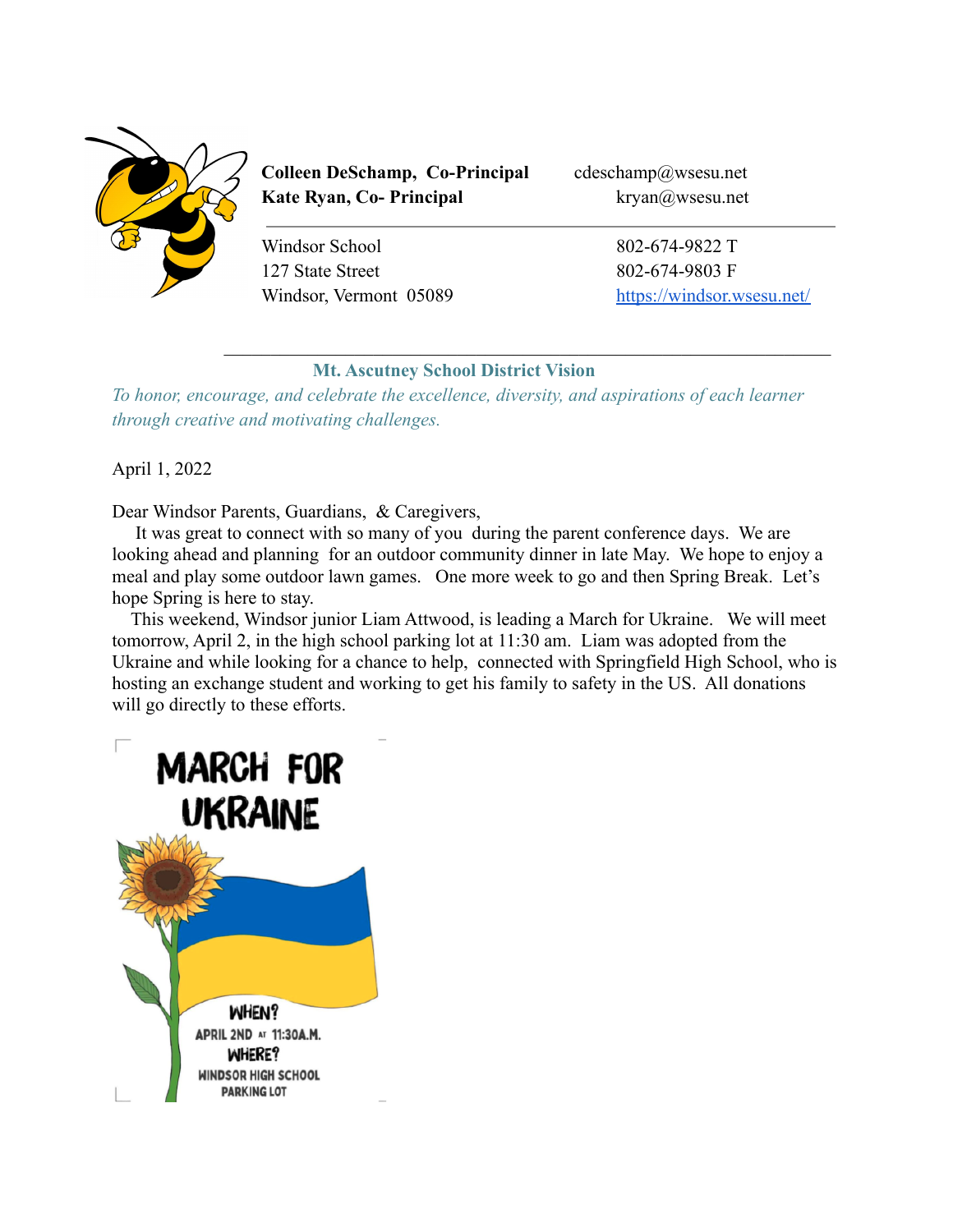**Colleen DeSchamp, Co-Principal** cdeschamp@wsesu.net
**Kate Ryan, Co- Principal** kryan@wsesu.net

Windsor School
127 State Street
Windsor, Vermont 05089

802-674-9822 T
802-674-9803 F
https://windsor.wsesu.net/

---

**Mt. Ascutney School District Vision**

*To honor, encourage, and celebrate the excellence, diversity, and aspirations of each learner through creative and motivating challenges.*

April 1, 2022

Dear Windsor Parents, Guardians, & Caregivers,

It was great to connect with so many of you during the parent conference days. We are looking ahead and planning for an outdoor community dinner in late May. We hope to enjoy a meal and play some outdoor lawn games. One more week to go and then Spring Break. Let's hope Spring is here to stay.

This weekend, Windsor junior Liam Attwood, is leading a March for Ukraine. We will meet tomorrow, April 2, in the high school parking lot at 11:30 am. Liam was adopted from the Ukraine and while looking for a chance to help, connected with Springfield High School, who is hosting an exchange student and working to get his family to safety in the US. All donations will go directly to these efforts.

**MARCH FOR UKRAINE**

**WHEN?**
APRIL 2ND AT 11:30A.M.
**WHERE?**
WINDSOR HIGH SCHOOL PARKING LOT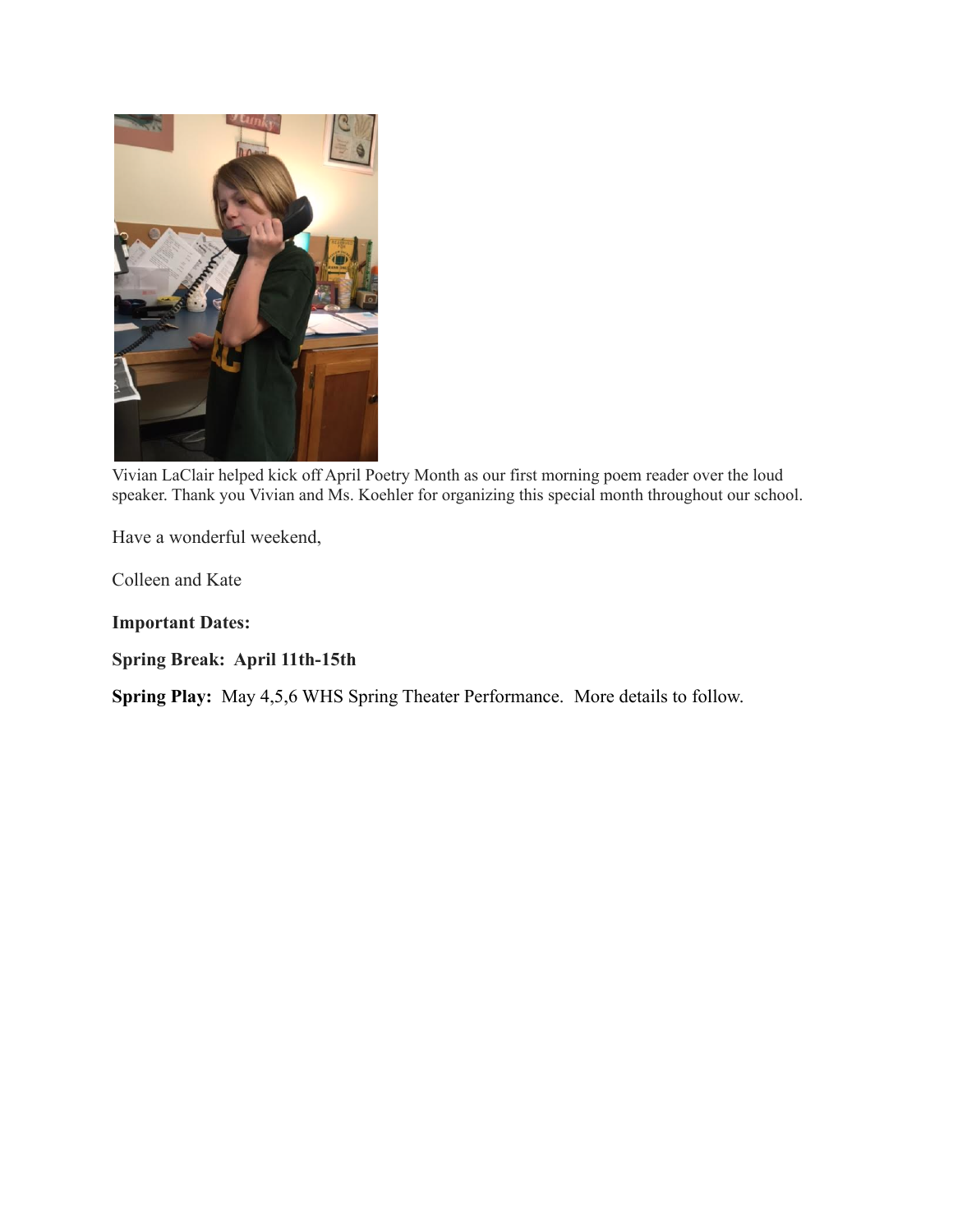Vivian LaClair helped kick off April Poetry Month as our first morning poem reader over the loud speaker. Thank you Vivian and Ms. Koehler for organizing this special month throughout our school.

Have a wonderful weekend,

Colleen and Kate

**Important Dates:**

**Spring Break: April 11th-15th**

**Spring Play:** May 4,5,6 WHS Spring Theater Performance. More details to follow.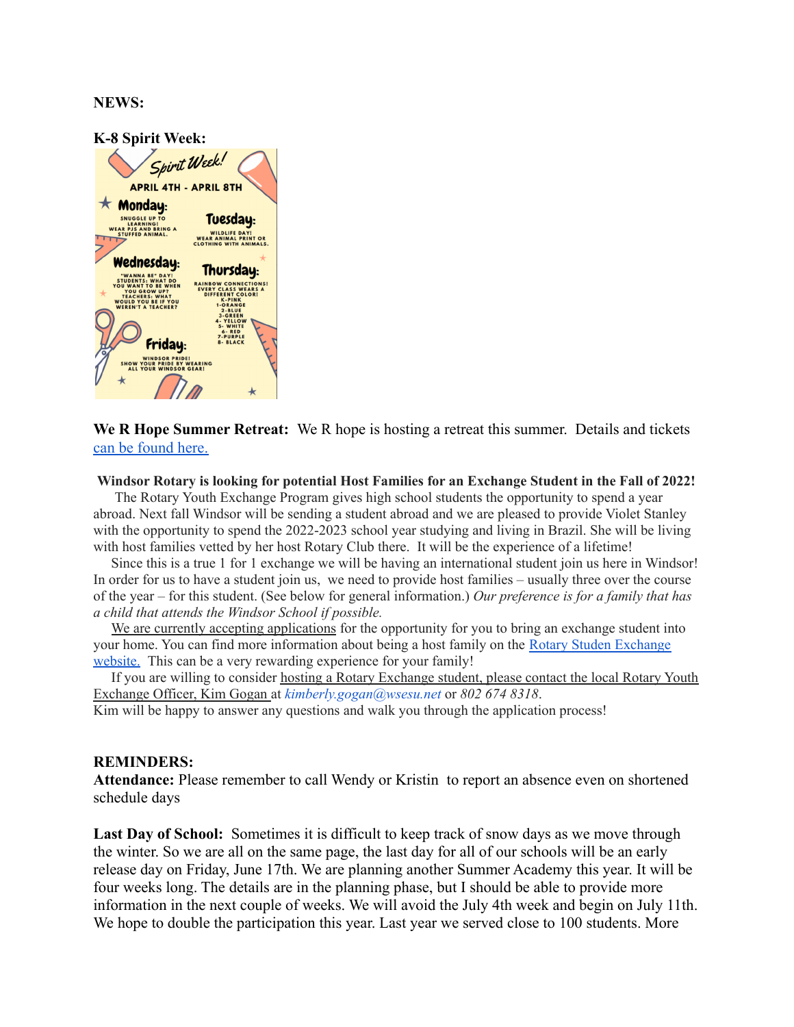**NEWS:**

**K-8 Spirit Week:**

Spirit Week!

APRIL 4TH - APRIL 8TH

**Monday:** SNUGGLE UP TO LEARNING! WEAR PJS AND BRING A STUFFED ANIMAL.

**Tuesday:** WILDLIFE DAY! WEAR ANIMAL PRINT OR CLOTHING WITH ANIMALS.

**Wednesday:** "WANNA BE" DAY! STUDENTS: WHAT DO YOU WANT TO BE WHEN YOU GROW UP? TEACHERS: WHAT WOULD YOU BE IF YOU WEREN'T A TEACHER?

**Thursday:** RAINBOW CONNECTIONS! EVERY CLASS WEARS A DIFFERENT COLOR! K-PINK 1-ORANGE 2-BLUE 3-GREEN 4- YELLOW 5- WHITE 6- RED 7-PURPLE 8- BLACK

**Friday:** WINDSOR PRIDE! SHOW YOUR PRIDE BY WEARING ALL YOUR WINDSOR GEAR!

**We R Hope Summer Retreat:** We R hope is hosting a retreat this summer. Details and tickets can be found here.

**Windsor Rotary is looking for potential Host Families for an Exchange Student in the Fall of 2022!**

The Rotary Youth Exchange Program gives high school students the opportunity to spend a year abroad. Next fall Windsor will be sending a student abroad and we are pleased to provide Violet Stanley with the opportunity to spend the 2022-2023 school year studying and living in Brazil. She will be living with host families vetted by her host Rotary Club there. It will be the experience of a lifetime!

Since this is a true 1 for 1 exchange we will be having an international student join us here in Windsor! In order for us to have a student join us, we need to provide host families – usually three over the course of the year – for this student. (See below for general information.) *Our preference is for a family that has a child that attends the Windsor School if possible.*

We are currently accepting applications for the opportunity for you to bring an exchange student into your home. You can find more information about being a host family on the Rotary Studen Exchange website. This can be a very rewarding experience for your family!

If you are willing to consider hosting a Rotary Exchange student, please contact the local Rotary Youth Exchange Officer, Kim Gogan at *kimberly.gogan@wsesu.net* or *802 674 8318*.
Kim will be happy to answer any questions and walk you through the application process!

**REMINDERS:**

**Attendance:** Please remember to call Wendy or Kristin to report an absence even on shortened schedule days

**Last Day of School:** Sometimes it is difficult to keep track of snow days as we move through the winter. So we are all on the same page, the last day for all of our schools will be an early release day on Friday, June 17th. We are planning another Summer Academy this year. It will be four weeks long. The details are in the planning phase, but I should be able to provide more information in the next couple of weeks. We will avoid the July 4th week and begin on July 11th. We hope to double the participation this year. Last year we served close to 100 students. More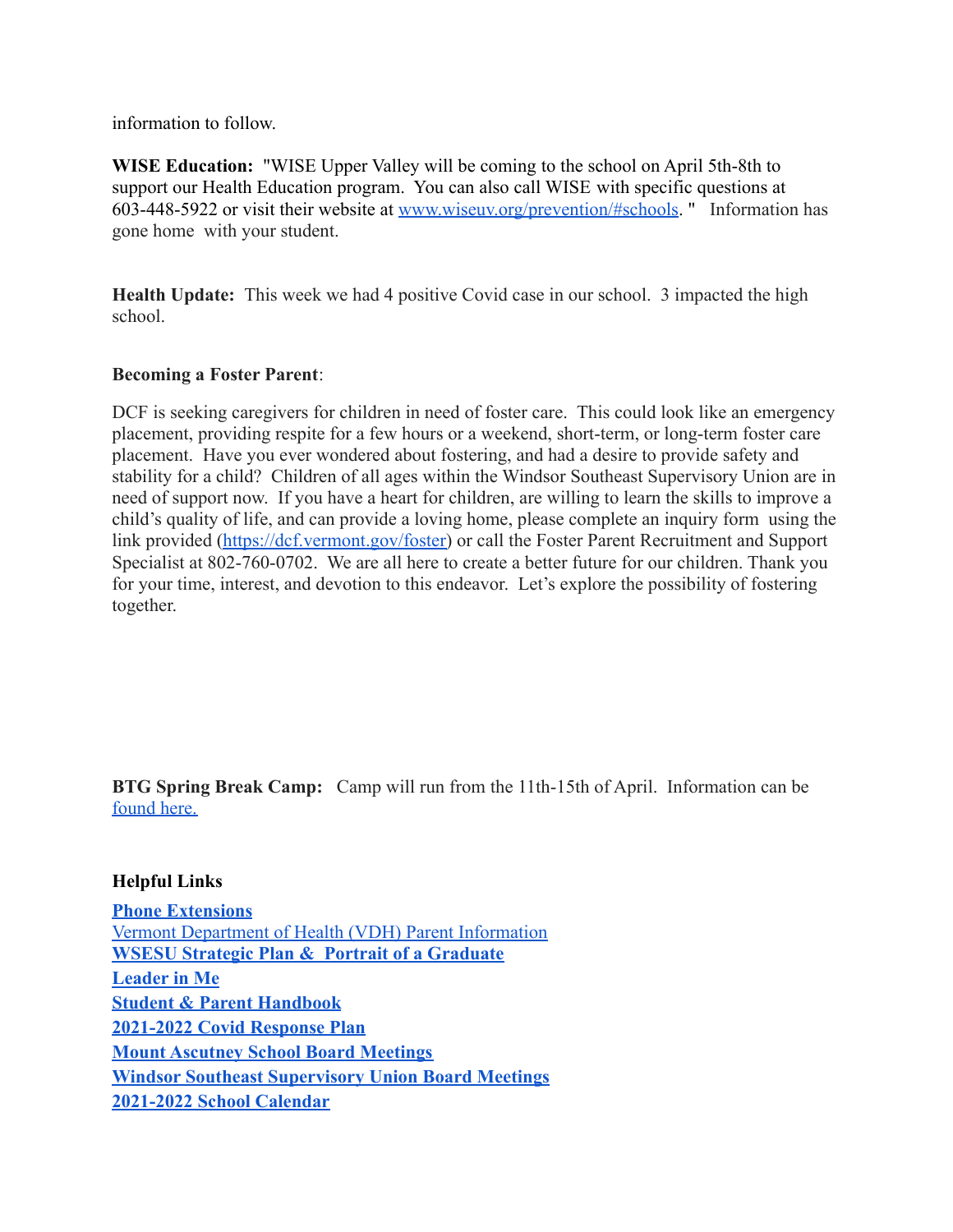information to follow.

**WISE Education:** "WISE Upper Valley will be coming to the school on April 5th-8th to support our Health Education program. You can also call WISE with specific questions at 603-448-5922 or visit their website at [www.wiseuv.org/prevention/#schools](www.wiseuv.org/prevention/#schools). " Information has gone home with your student.

**Health Update:** This week we had 4 positive Covid case in our school. 3 impacted the high school.

**Becoming a Foster Parent**:

DCF is seeking caregivers for children in need of foster care. This could look like an emergency placement, providing respite for a few hours or a weekend, short-term, or long-term foster care placement. Have you ever wondered about fostering, and had a desire to provide safety and stability for a child? Children of all ages within the Windsor Southeast Supervisory Union are in need of support now. If you have a heart for children, are willing to learn the skills to improve a child's quality of life, and can provide a loving home, please complete an inquiry form using the link provided ([https://dcf.vermont.gov/foster](https://dcf.vermont.gov/foster)) or call the Foster Parent Recruitment and Support Specialist at 802-760-0702. We are all here to create a better future for our children. Thank you for your time, interest, and devotion to this endeavor. Let's explore the possibility of fostering together.

**BTG Spring Break Camp:** Camp will run from the 11th-15th of April. Information can be found here.

**Helpful Links**

**Phone Extensions**
Vermont Department of Health (VDH) Parent Information
**WSESU Strategic Plan & Portrait of a Graduate**
**Leader in Me**
**Student & Parent Handbook**
**2021-2022 Covid Response Plan**
**Mount Ascutney School Board Meetings**
**Windsor Southeast Supervisory Union Board Meetings**
**2021-2022 School Calendar**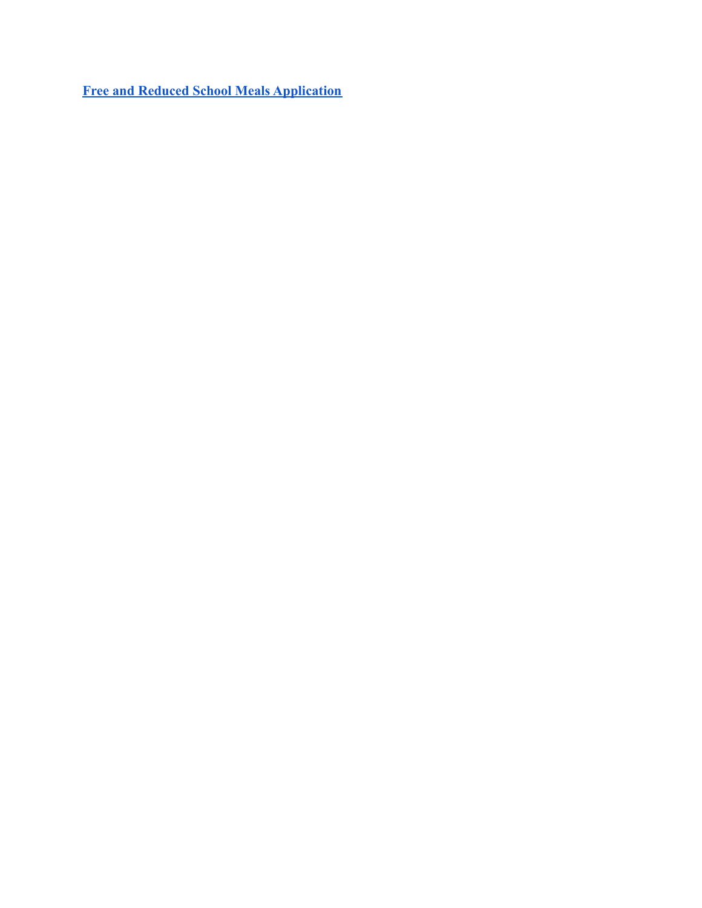**Free and Reduced School Meals Application**